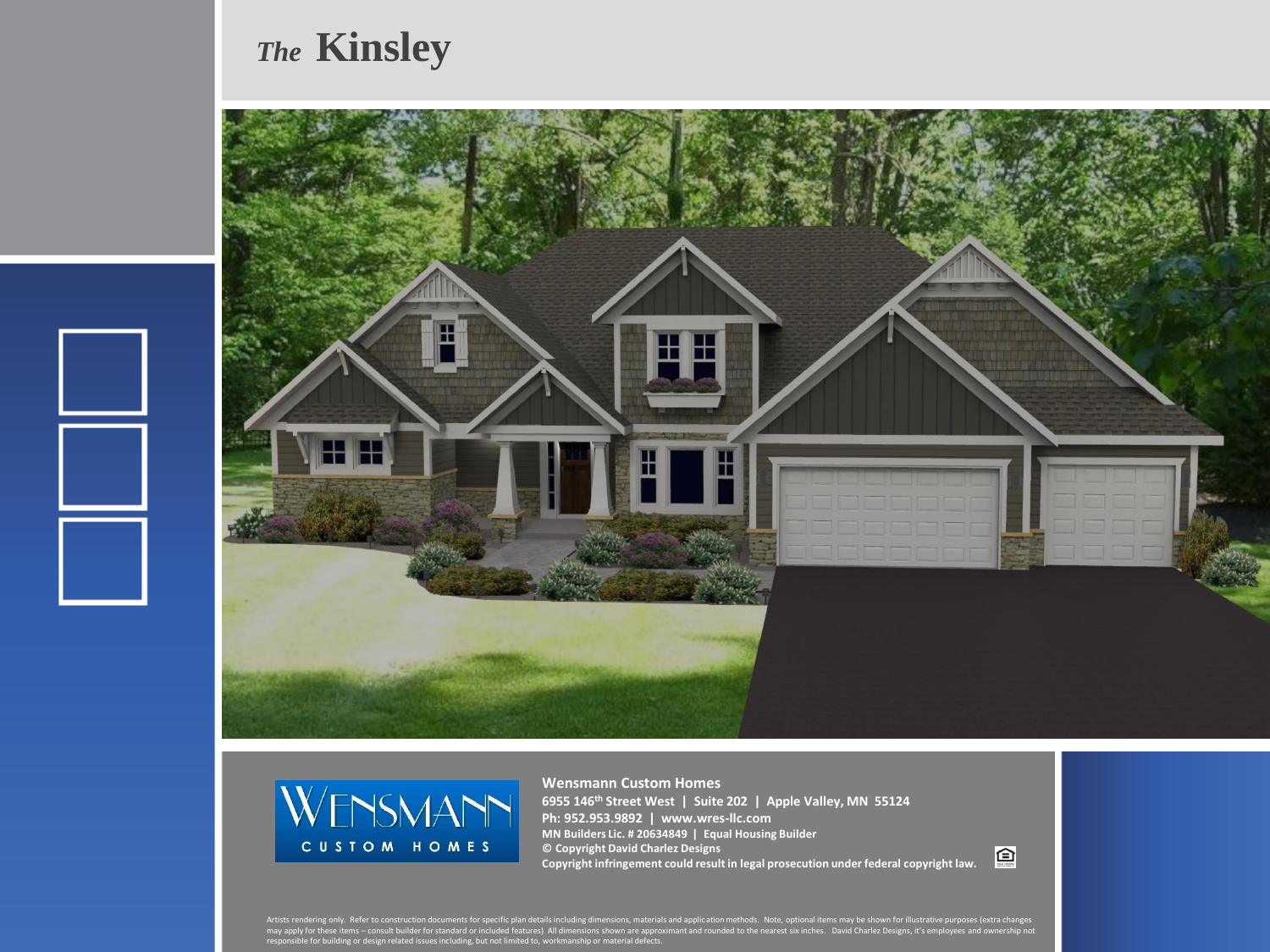# *The* Kinsley

**Wensmann Custom Homes**
**6955 146th Street West | Suite 202 | Apple Valley, MN 55124**
**Ph: 952.953.9892 | www.wres-llc.com**
**MN Builders Lic. # 20634849 | Equal Housing Builder**
**© Copyright David Charlez Designs**
**Copyright infringement could result in legal prosecution under federal copyright law.**

Artists rendering only. Refer to construction documents for specific plan details including dimensions, materials and application methods. Note, optional items may be shown for illustrative purposes (extra changes may apply for these items – consult builder for standard or included features) All dimensions shown are approximant and rounded to the nearest six inches. David Charlez Designs, it's employees and ownership not responsible for building or design related issues including, but not limited to, workmanship or material defects.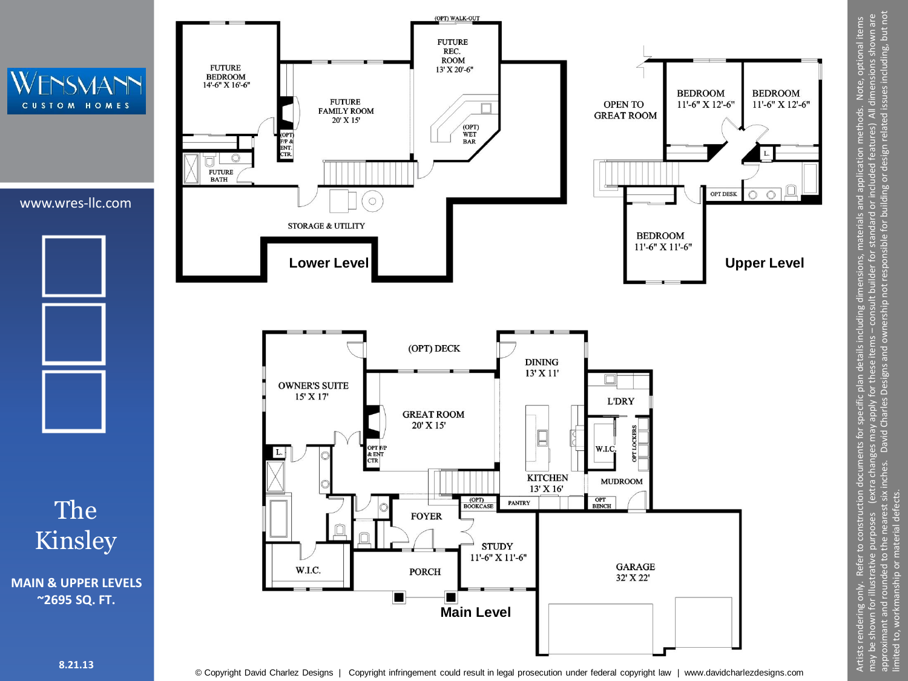WENSMANN
CUSTOM HOMES

www.wres-llc.com

# The Kinsley

**MAIN & UPPER LEVELS**
**~2695 SQ. FT.**

8.21.13

## Lower Level

FUTURE BEDROOM 14'-6" X 16'-6"

FUTURE FAMILY ROOM 20' X 15'

(OPT) WALK-OUT

FUTURE REC. ROOM 13' X 20'-6"

(OPT) F/P & ENT. CTR.

(OPT) WET BAR

FUTURE BATH

STORAGE & UTILITY

## Upper Level

OPEN TO GREAT ROOM

BEDROOM 11'-6" X 12'-6"

BEDROOM 11'-6" X 12'-6"

L.

OPT DESK

BEDROOM 11'-6" X 11'-6"

## Main Level

OWNER'S SUITE 15' X 17'

(OPT) DECK

DINING 13' X 11'

GREAT ROOM 20' X 15'

L'DRY

OPT F/P & ENT CTR

L.

W.I.C.

OPT LOCKERS

KITCHEN 13' X 16'

MUDROOM

(OPT) BOOKCASE

PANTRY

OPT BENCH

FOYER

STUDY 11'-6" X 11'-6"

GARAGE 32' X 22'

W.I.C.

PORCH

© Copyright David Charlez Designs | Copyright infringement could result in legal prosecution under federal copyright law | www.davidcharlezdesigns.com

Artists rendering only. Refer to construction documents for specific plan details including dimensions, materials and application methods. Note, optional items may be shown for illustrative purposes (extra changes may apply for these items – consult builder for standard or included features) All dimensions shown are approximant and rounded to the nearest six inches. David Charles Designs and ownership not responsible for building or design related issues including, but not limited to, workmanship or material defects.